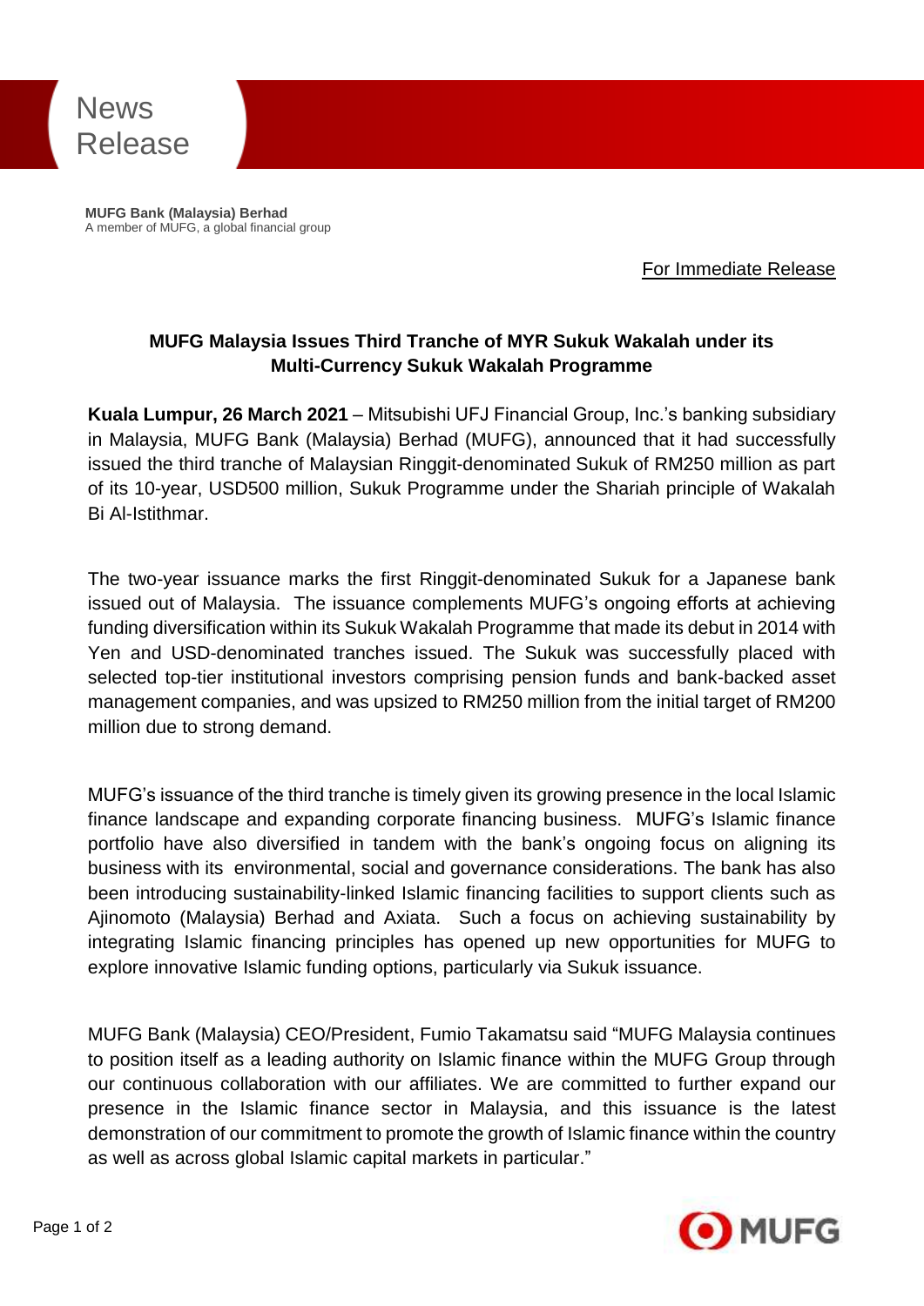News Release

**MUFG Bank (Malaysia) Berhad**
A member of MUFG, a global financial group

For Immediate Release

## MUFG Malaysia Issues Third Tranche of MYR Sukuk Wakalah under its Multi-Currency Sukuk Wakalah Programme

**Kuala Lumpur, 26 March 2021** – Mitsubishi UFJ Financial Group, Inc.'s banking subsidiary in Malaysia, MUFG Bank (Malaysia) Berhad (MUFG), announced that it had successfully issued the third tranche of Malaysian Ringgit-denominated Sukuk of RM250 million as part of its 10-year, USD500 million, Sukuk Programme under the Shariah principle of Wakalah Bi Al-Istithmar.

The two-year issuance marks the first Ringgit-denominated Sukuk for a Japanese bank issued out of Malaysia. The issuance complements MUFG's ongoing efforts at achieving funding diversification within its Sukuk Wakalah Programme that made its debut in 2014 with Yen and USD-denominated tranches issued. The Sukuk was successfully placed with selected top-tier institutional investors comprising pension funds and bank-backed asset management companies, and was upsized to RM250 million from the initial target of RM200 million due to strong demand.

MUFG's issuance of the third tranche is timely given its growing presence in the local Islamic finance landscape and expanding corporate financing business. MUFG's Islamic finance portfolio have also diversified in tandem with the bank's ongoing focus on aligning its business with its environmental, social and governance considerations. The bank has also been introducing sustainability-linked Islamic financing facilities to support clients such as Ajinomoto (Malaysia) Berhad and Axiata. Such a focus on achieving sustainability by integrating Islamic financing principles has opened up new opportunities for MUFG to explore innovative Islamic funding options, particularly via Sukuk issuance.

MUFG Bank (Malaysia) CEO/President, Fumio Takamatsu said "MUFG Malaysia continues to position itself as a leading authority on Islamic finance within the MUFG Group through our continuous collaboration with our affiliates. We are committed to further expand our presence in the Islamic finance sector in Malaysia, and this issuance is the latest demonstration of our commitment to promote the growth of Islamic finance within the country as well as across global Islamic capital markets in particular."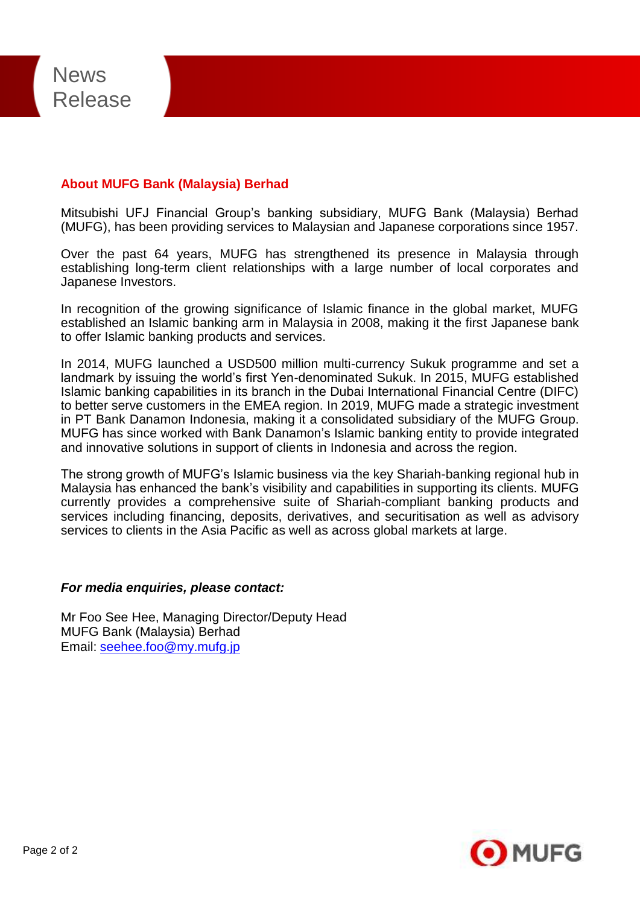## About MUFG Bank (Malaysia) Berhad

Mitsubishi UFJ Financial Group's banking subsidiary, MUFG Bank (Malaysia) Berhad (MUFG), has been providing services to Malaysian and Japanese corporations since 1957.

Over the past 64 years, MUFG has strengthened its presence in Malaysia through establishing long-term client relationships with a large number of local corporates and Japanese Investors.

In recognition of the growing significance of Islamic finance in the global market, MUFG established an Islamic banking arm in Malaysia in 2008, making it the first Japanese bank to offer Islamic banking products and services.

In 2014, MUFG launched a USD500 million multi-currency Sukuk programme and set a landmark by issuing the world's first Yen-denominated Sukuk. In 2015, MUFG established Islamic banking capabilities in its branch in the Dubai International Financial Centre (DIFC) to better serve customers in the EMEA region. In 2019, MUFG made a strategic investment in PT Bank Danamon Indonesia, making it a consolidated subsidiary of the MUFG Group. MUFG has since worked with Bank Danamon's Islamic banking entity to provide integrated and innovative solutions in support of clients in Indonesia and across the region.

The strong growth of MUFG's Islamic business via the key Shariah-banking regional hub in Malaysia has enhanced the bank's visibility and capabilities in supporting its clients. MUFG currently provides a comprehensive suite of Shariah-compliant banking products and services including financing, deposits, derivatives, and securitisation as well as advisory services to clients in the Asia Pacific as well as across global markets at large.

***For media enquiries, please contact:***

Mr Foo See Hee, Managing Director/Deputy Head
MUFG Bank (Malaysia) Berhad
Email: seehee.foo@my.mufg.jp